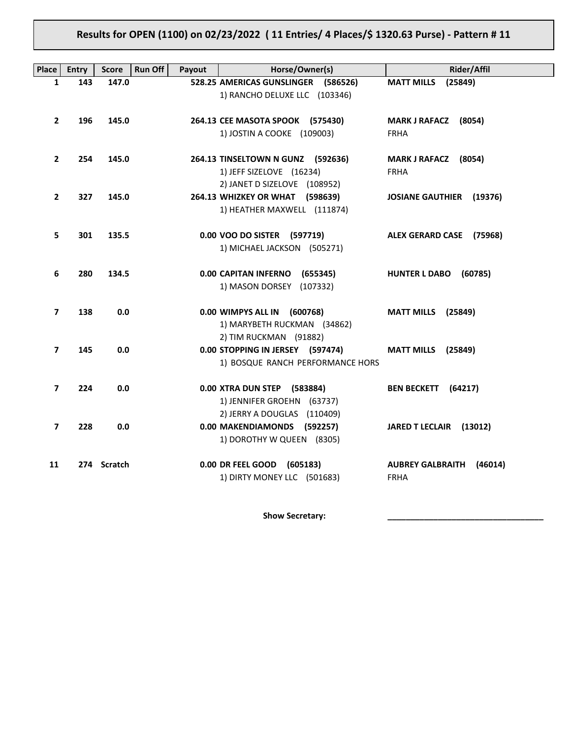**Results for OPEN (1100) on 02/23/2022 ( 11 Entries/ 4 Places/$ 1320.63 Purse) - Pattern # 11**

| Place | Entry | Score | Run Off | Payout | Horse/Owner(s) | Rider/Affil |
|---|---|---|---|---|---|---|
| 1 | 143 | 147.0 | | 528.25 | **AMERICAS GUNSLINGER (586526)**<br>1) RANCHO DELUXE LLC (103346) | **MATT MILLS (25849)** |
| 2 | 196 | 145.0 | | 264.13 | **CEE MASOTA SPOOK (575430)**<br>1) JOSTIN A COOKE (109003) | **MARK J RAFACZ (8054)**<br>FRHA |
| 2 | 254 | 145.0 | | 264.13 | **TINSELTOWN N GUNZ (592636)**<br>1) JEFF SIZELOVE (16234)<br>2) JANET D SIZELOVE (108952) | **MARK J RAFACZ (8054)**<br>FRHA |
| 2 | 327 | 145.0 | | 264.13 | **WHIZKEY OR WHAT (598639)**<br>1) HEATHER MAXWELL (111874) | **JOSIANE GAUTHIER (19376)** |
| 5 | 301 | 135.5 | | 0.00 | **VOO DO SISTER (597719)**<br>1) MICHAEL JACKSON (505271) | **ALEX GERARD CASE (75968)** |
| 6 | 280 | 134.5 | | 0.00 | **CAPITAN INFERNO (655345)**<br>1) MASON DORSEY (107332) | **HUNTER L DABO (60785)** |
| 7 | 138 | 0.0 | | 0.00 | **WIMPYS ALL IN (600768)**<br>1) MARYBETH RUCKMAN (34862)<br>2) TIM RUCKMAN (91882) | **MATT MILLS (25849)** |
| 7 | 145 | 0.0 | | 0.00 | **STOPPING IN JERSEY (597474)**<br>1) BOSQUE RANCH PERFORMANCE HORS | **MATT MILLS (25849)** |
| 7 | 224 | 0.0 | | 0.00 | **XTRA DUN STEP (583884)**<br>1) JENNIFER GROEHN (63737)<br>2) JERRY A DOUGLAS (110409) | **BEN BECKETT (64217)** |
| 7 | 228 | 0.0 | | 0.00 | **MAKENDIAMONDS (592257)**<br>1) DOROTHY W QUEEN (8305) | **JARED T LECLAIR (13012)** |
| 11 | 274 | Scratch | | 0.00 | **DR FEEL GOOD (605183)**<br>1) DIRTY MONEY LLC (501683) | **AUBREY GALBRAITH (46014)**<br>FRHA |

**Show Secretary:** ___________________________________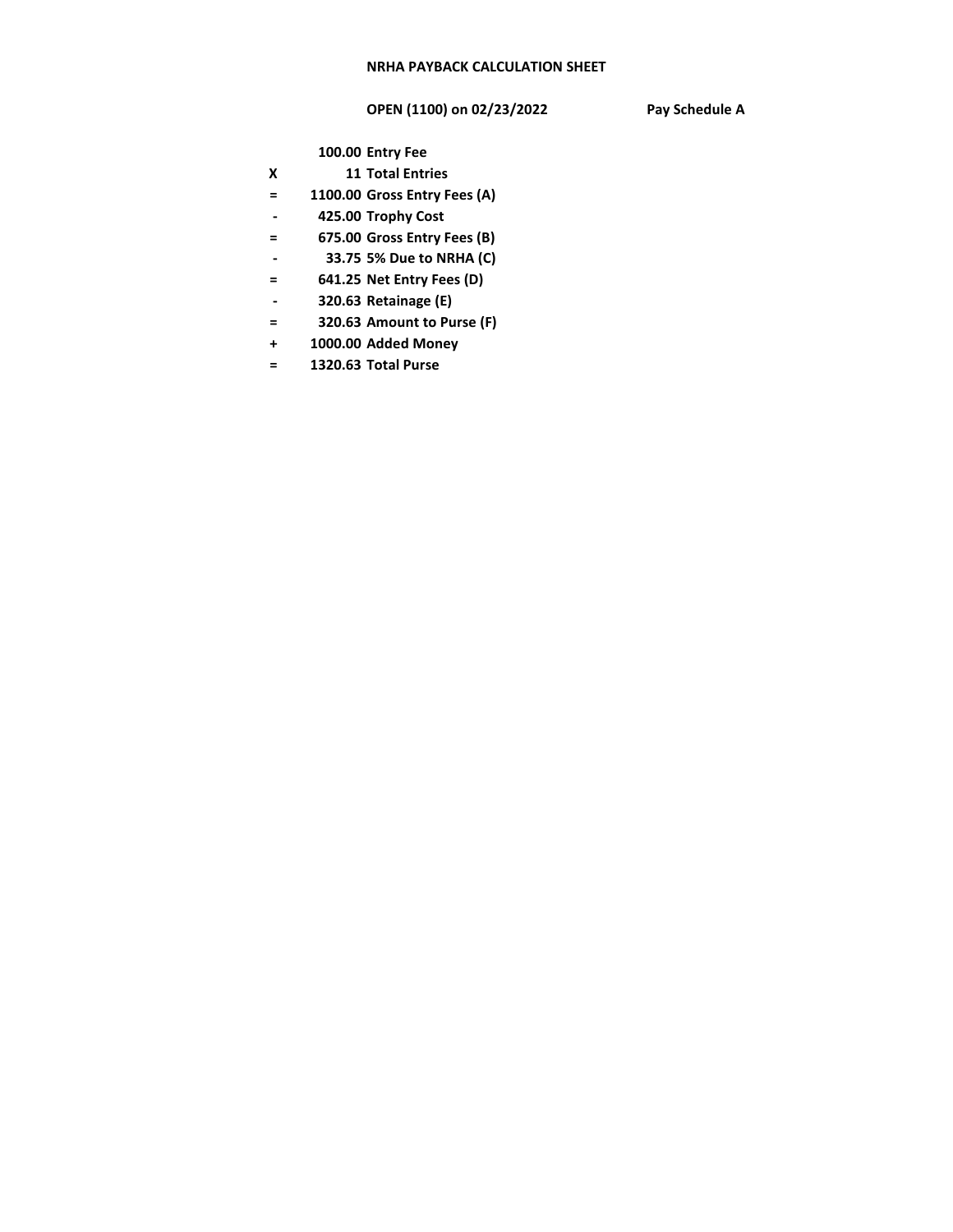**NRHA PAYBACK CALCULATION SHEET**

**OPEN (1100) on 02/23/2022** **Pay Schedule A**

| | | |
|---|---|---|
| | 100.00 | Entry Fee |
| X | 11 | Total Entries |
| = | 1100.00 | Gross Entry Fees (A) |
| - | 425.00 | Trophy Cost |
| = | 675.00 | Gross Entry Fees (B) |
| - | 33.75 | 5% Due to NRHA (C) |
| = | 641.25 | Net Entry Fees (D) |
| - | 320.63 | Retainage (E) |
| = | 320.63 | Amount to Purse (F) |
| + | 1000.00 | Added Money |
| = | 1320.63 | Total Purse |